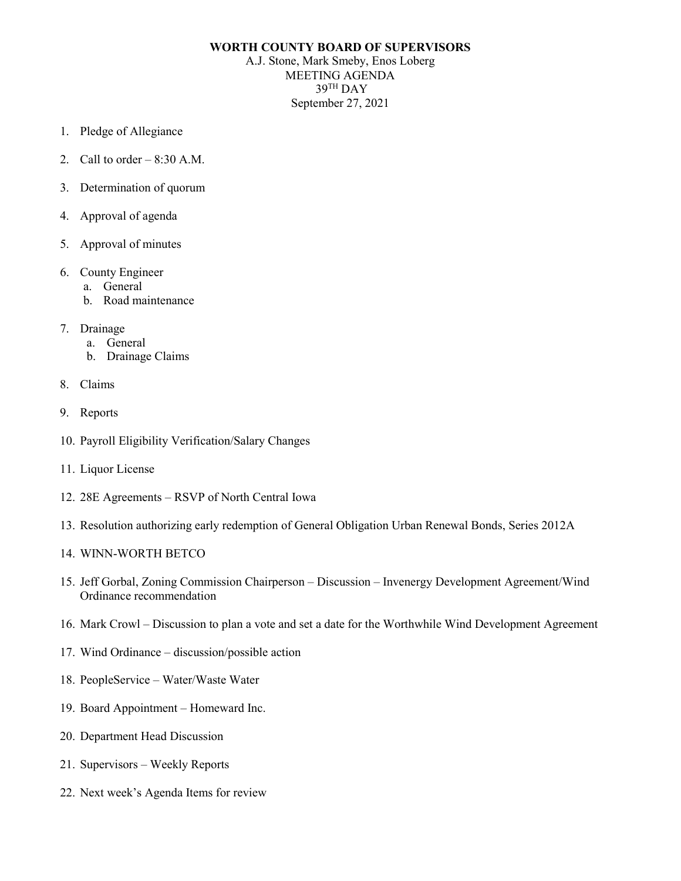**WORTH COUNTY BOARD OF SUPERVISORS**

A.J. Stone, Mark Smeby, Enos Loberg

MEETING AGENDA

39TH DAY

September 27, 2021

1. Pledge of Allegiance
2. Call to order – 8:30 A.M.
3. Determination of quorum
4. Approval of agenda
5. Approval of minutes
6. County Engineer
   a. General
   b. Road maintenance
7. Drainage
   a. General
   b. Drainage Claims
8. Claims
9. Reports
10. Payroll Eligibility Verification/Salary Changes
11. Liquor License
12. 28E Agreements – RSVP of North Central Iowa
13. Resolution authorizing early redemption of General Obligation Urban Renewal Bonds, Series 2012A
14. WINN-WORTH BETCO
15. Jeff Gorbal, Zoning Commission Chairperson – Discussion – Invenergy Development Agreement/Wind Ordinance recommendation
16. Mark Crowl – Discussion to plan a vote and set a date for the Worthwhile Wind Development Agreement
17. Wind Ordinance – discussion/possible action
18. PeopleService – Water/Waste Water
19. Board Appointment – Homeward Inc.
20. Department Head Discussion
21. Supervisors – Weekly Reports
22. Next week's Agenda Items for review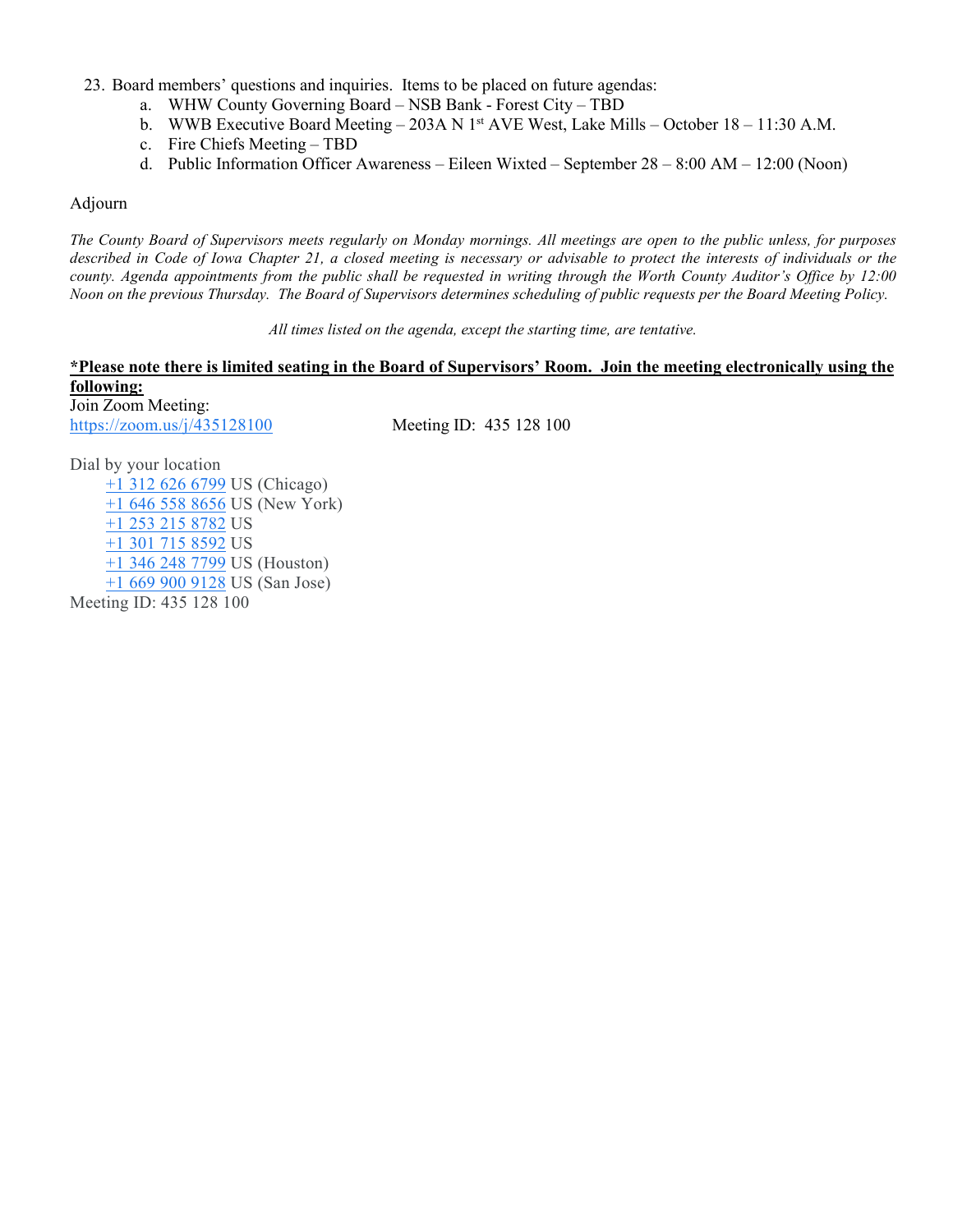23. Board members' questions and inquiries. Items to be placed on future agendas:
    a. WHW County Governing Board – NSB Bank - Forest City – TBD
    b. WWB Executive Board Meeting – 203A N 1st AVE West, Lake Mills – October 18 – 11:30 A.M.
    c. Fire Chiefs Meeting – TBD
    d. Public Information Officer Awareness – Eileen Wixted – September 28 – 8:00 AM – 12:00 (Noon)

Adjourn

*The County Board of Supervisors meets regularly on Monday mornings. All meetings are open to the public unless, for purposes described in Code of Iowa Chapter 21, a closed meeting is necessary or advisable to protect the interests of individuals or the county. Agenda appointments from the public shall be requested in writing through the Worth County Auditor's Office by 12:00 Noon on the previous Thursday. The Board of Supervisors determines scheduling of public requests per the Board Meeting Policy.*

*All times listed on the agenda, except the starting time, are tentative.*

**\*Please note there is limited seating in the Board of Supervisors' Room. Join the meeting electronically using the following:**

Join Zoom Meeting:
https://zoom.us/j/435128100 Meeting ID: 435 128 100

Dial by your location
+1 312 626 6799 US (Chicago)
+1 646 558 8656 US (New York)
+1 253 215 8782 US
+1 301 715 8592 US
+1 346 248 7799 US (Houston)
+1 669 900 9128 US (San Jose)
Meeting ID: 435 128 100